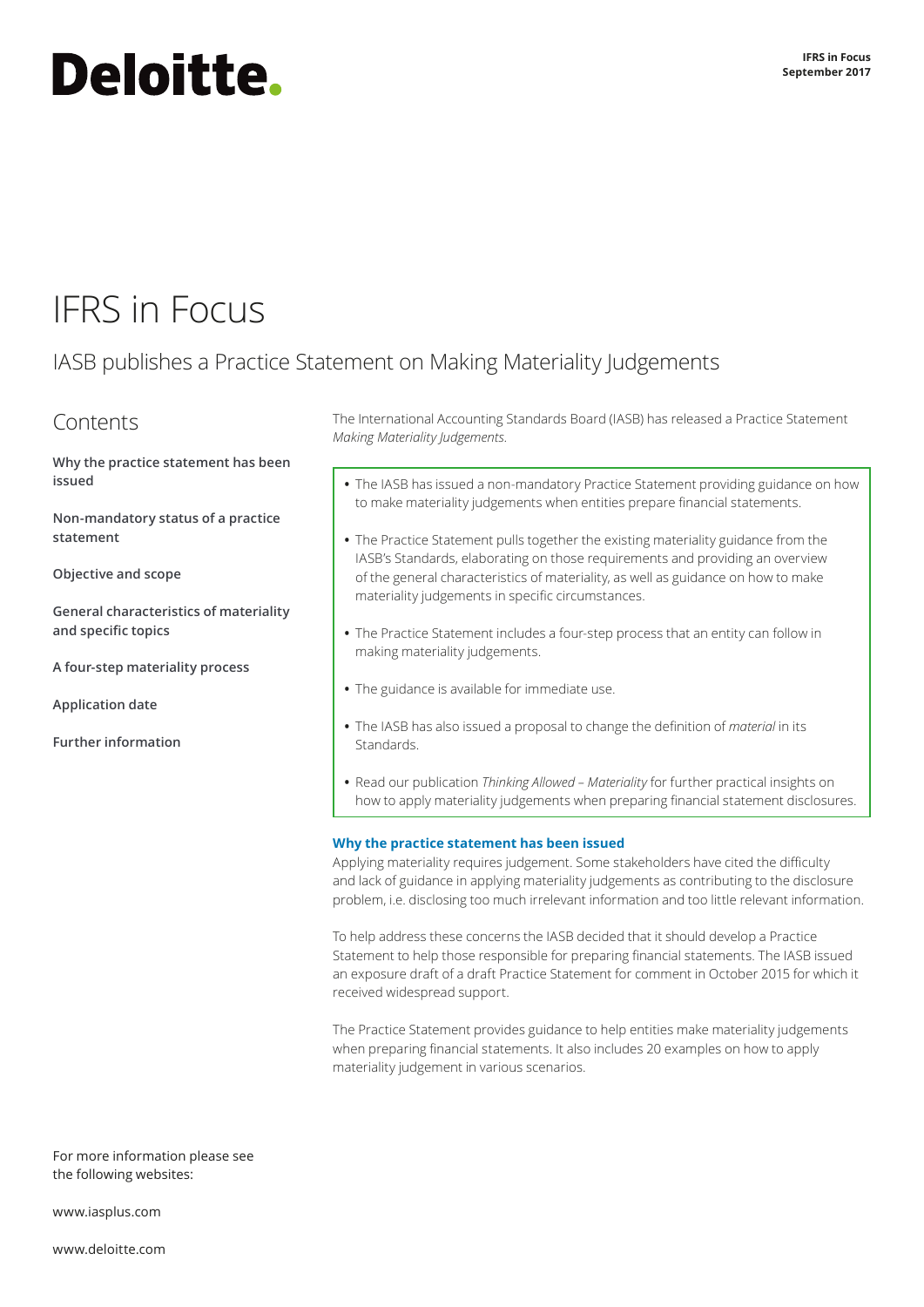Deloitte.

IFRS in Focus
September 2017

# IFRS in Focus

## IASB publishes a Practice Statement on Making Materiality Judgements

## Contents

**Why the practice statement has been issued**

**Non-mandatory status of a practice statement**

**Objective and scope**

**General characteristics of materiality and specific topics**

**A four-step materiality process**

**Application date**

**Further information**

For more information please see the following websites:

www.iasplus.com

www.deloitte.com

The International Accounting Standards Board (IASB) has released a Practice Statement *Making Materiality Judgements*.

- The IASB has issued a non-mandatory Practice Statement providing guidance on how to make materiality judgements when entities prepare financial statements.
- The Practice Statement pulls together the existing materiality guidance from the IASB's Standards, elaborating on those requirements and providing an overview of the general characteristics of materiality, as well as guidance on how to make materiality judgements in specific circumstances.
- The Practice Statement includes a four-step process that an entity can follow in making materiality judgements.
- The guidance is available for immediate use.
- The IASB has also issued a proposal to change the definition of *material* in its Standards.
- Read our publication *Thinking Allowed – Materiality* for further practical insights on how to apply materiality judgements when preparing financial statement disclosures.

### Why the practice statement has been issued

Applying materiality requires judgement. Some stakeholders have cited the difficulty and lack of guidance in applying materiality judgements as contributing to the disclosure problem, i.e. disclosing too much irrelevant information and too little relevant information.

To help address these concerns the IASB decided that it should develop a Practice Statement to help those responsible for preparing financial statements. The IASB issued an exposure draft of a draft Practice Statement for comment in October 2015 for which it received widespread support.

The Practice Statement provides guidance to help entities make materiality judgements when preparing financial statements. It also includes 20 examples on how to apply materiality judgement in various scenarios.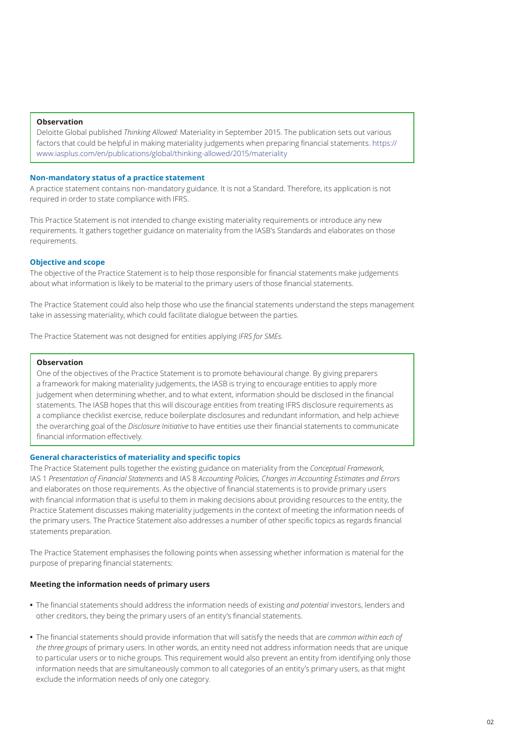> **Observation**
>
> Deloitte Global published *Thinking Allowed:* Materiality in September 2015. The publication sets out various factors that could be helpful in making materiality judgements when preparing financial statements. https://www.iasplus.com/en/publications/global/thinking-allowed/2015/materiality

### Non-mandatory status of a practice statement

A practice statement contains non-mandatory guidance. It is not a Standard. Therefore, its application is not required in order to state compliance with IFRS.

This Practice Statement is not intended to change existing materiality requirements or introduce any new requirements. It gathers together guidance on materiality from the IASB's Standards and elaborates on those requirements.

### Objective and scope

The objective of the Practice Statement is to help those responsible for financial statements make judgements about what information is likely to be material to the primary users of those financial statements.

The Practice Statement could also help those who use the financial statements understand the steps management take in assessing materiality, which could facilitate dialogue between the parties.

The Practice Statement was not designed for entities applying *IFRS for SMEs.*

> **Observation**
>
> One of the objectives of the Practice Statement is to promote behavioural change. By giving preparers a framework for making materiality judgements, the IASB is trying to encourage entities to apply more judgement when determining whether, and to what extent, information should be disclosed in the financial statements. The IASB hopes that this will discourage entities from treating IFRS disclosure requirements as a compliance checklist exercise, reduce boilerplate disclosures and redundant information, and help achieve the overarching goal of the *Disclosure Initiative* to have entities use their financial statements to communicate financial information effectively.

### General characteristics of materiality and specific topics

The Practice Statement pulls together the existing guidance on materiality from the *Conceptual Framework,* IAS 1 *Presentation of Financial Statements* and IAS 8 *Accounting Policies, Changes in Accounting Estimates and Errors* and elaborates on those requirements. As the objective of financial statements is to provide primary users with financial information that is useful to them in making decisions about providing resources to the entity, the Practice Statement discusses making materiality judgements in the context of meeting the information needs of the primary users. The Practice Statement also addresses a number of other specific topics as regards financial statements preparation.

The Practice Statement emphasises the following points when assessing whether information is material for the purpose of preparing financial statements:

**Meeting the information needs of primary users**

- The financial statements should address the information needs of existing *and potential* investors, lenders and other creditors, they being the primary users of an entity's financial statements.
- The financial statements should provide information that will satisfy the needs that are *common within each of the three groups* of primary users. In other words, an entity need not address information needs that are unique to particular users or to niche groups. This requirement would also prevent an entity from identifying only those information needs that are simultaneously common to all categories of an entity's primary users, as that might exclude the information needs of only one category.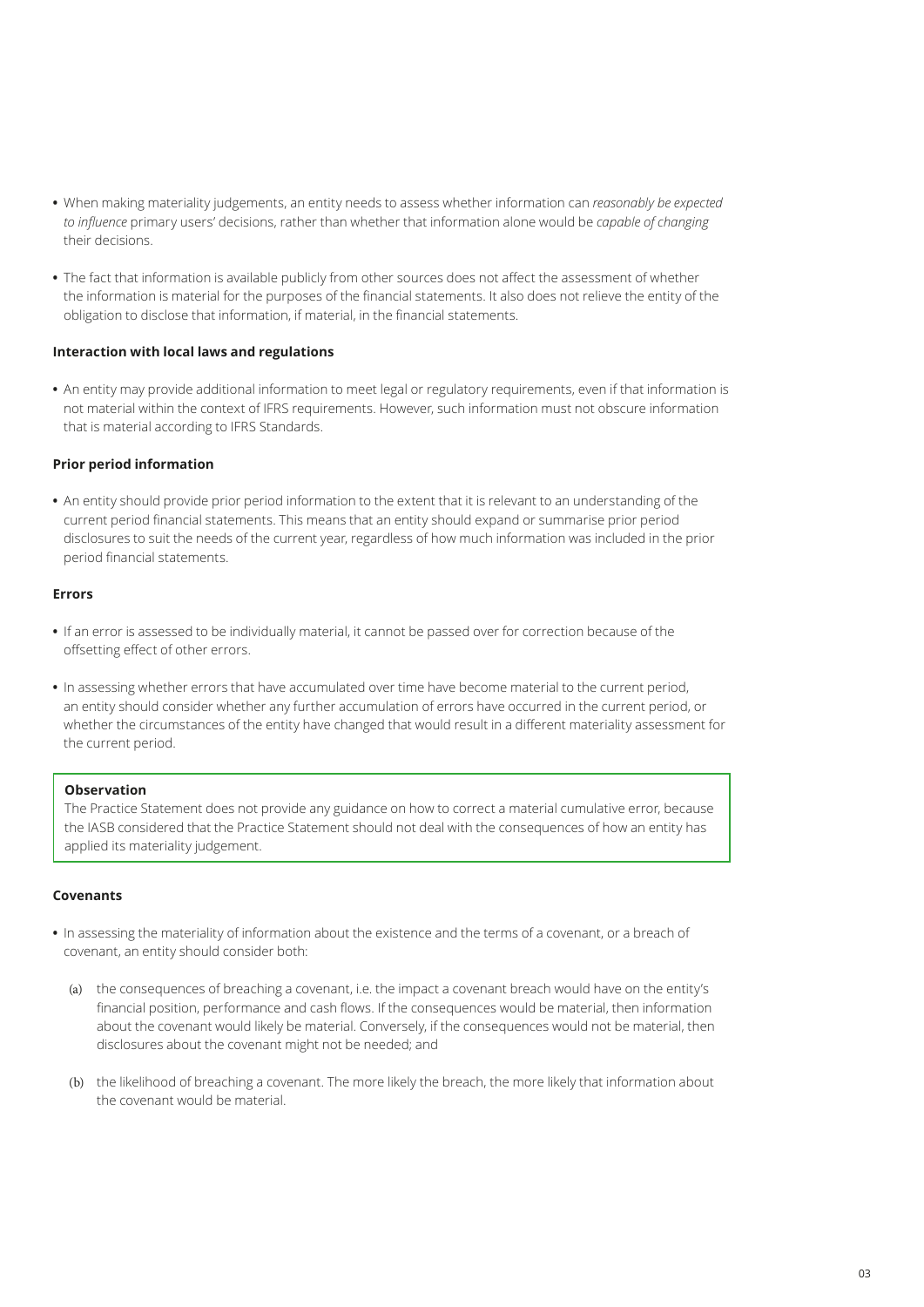- When making materiality judgements, an entity needs to assess whether information can *reasonably be expected to influence* primary users' decisions, rather than whether that information alone would be *capable of changing* their decisions.

- The fact that information is available publicly from other sources does not affect the assessment of whether the information is material for the purposes of the financial statements. It also does not relieve the entity of the obligation to disclose that information, if material, in the financial statements.

**Interaction with local laws and regulations**

- An entity may provide additional information to meet legal or regulatory requirements, even if that information is not material within the context of IFRS requirements. However, such information must not obscure information that is material according to IFRS Standards.

**Prior period information**

- An entity should provide prior period information to the extent that it is relevant to an understanding of the current period financial statements. This means that an entity should expand or summarise prior period disclosures to suit the needs of the current year, regardless of how much information was included in the prior period financial statements.

**Errors**

- If an error is assessed to be individually material, it cannot be passed over for correction because of the offsetting effect of other errors.

- In assessing whether errors that have accumulated over time have become material to the current period, an entity should consider whether any further accumulation of errors have occurred in the current period, or whether the circumstances of the entity have changed that would result in a different materiality assessment for the current period.

> **Observation**
>
> The Practice Statement does not provide any guidance on how to correct a material cumulative error, because the IASB considered that the Practice Statement should not deal with the consequences of how an entity has applied its materiality judgement.

**Covenants**

- In assessing the materiality of information about the existence and the terms of a covenant, or a breach of covenant, an entity should consider both:

  (a) the consequences of breaching a covenant, i.e. the impact a covenant breach would have on the entity's financial position, performance and cash flows. If the consequences would be material, then information about the covenant would likely be material. Conversely, if the consequences would not be material, then disclosures about the covenant might not be needed; and

  (b) the likelihood of breaching a covenant. The more likely the breach, the more likely that information about the covenant would be material.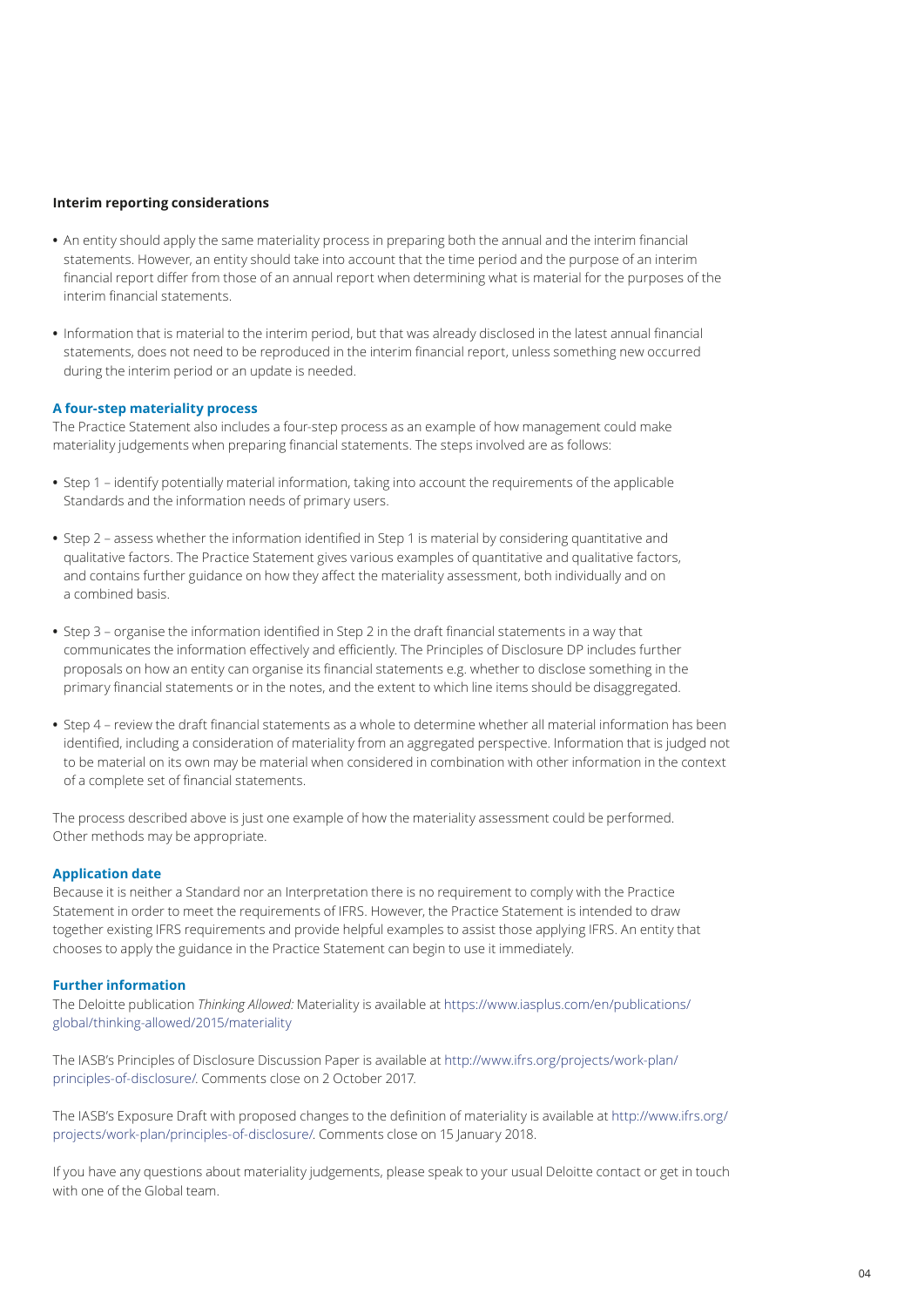**Interim reporting considerations**

- An entity should apply the same materiality process in preparing both the annual and the interim financial statements. However, an entity should take into account that the time period and the purpose of an interim financial report differ from those of an annual report when determining what is material for the purposes of the interim financial statements.

- Information that is material to the interim period, but that was already disclosed in the latest annual financial statements, does not need to be reproduced in the interim financial report, unless something new occurred during the interim period or an update is needed.

### A four-step materiality process

The Practice Statement also includes a four-step process as an example of how management could make materiality judgements when preparing financial statements. The steps involved are as follows:

- Step 1 – identify potentially material information, taking into account the requirements of the applicable Standards and the information needs of primary users.

- Step 2 – assess whether the information identified in Step 1 is material by considering quantitative and qualitative factors. The Practice Statement gives various examples of quantitative and qualitative factors, and contains further guidance on how they affect the materiality assessment, both individually and on a combined basis.

- Step 3 – organise the information identified in Step 2 in the draft financial statements in a way that communicates the information effectively and efficiently. The Principles of Disclosure DP includes further proposals on how an entity can organise its financial statements e.g. whether to disclose something in the primary financial statements or in the notes, and the extent to which line items should be disaggregated.

- Step 4 – review the draft financial statements as a whole to determine whether all material information has been identified, including a consideration of materiality from an aggregated perspective. Information that is judged not to be material on its own may be material when considered in combination with other information in the context of a complete set of financial statements.

The process described above is just one example of how the materiality assessment could be performed. Other methods may be appropriate.

### Application date

Because it is neither a Standard nor an Interpretation there is no requirement to comply with the Practice Statement in order to meet the requirements of IFRS. However, the Practice Statement is intended to draw together existing IFRS requirements and provide helpful examples to assist those applying IFRS. An entity that chooses to apply the guidance in the Practice Statement can begin to use it immediately.

### Further information

The Deloitte publication *Thinking Allowed:* Materiality is available at https://www.iasplus.com/en/publications/global/thinking-allowed/2015/materiality

The IASB's Principles of Disclosure Discussion Paper is available at http://www.ifrs.org/projects/work-plan/principles-of-disclosure/. Comments close on 2 October 2017.

The IASB's Exposure Draft with proposed changes to the definition of materiality is available at http://www.ifrs.org/projects/work-plan/principles-of-disclosure/. Comments close on 15 January 2018.

If you have any questions about materiality judgements, please speak to your usual Deloitte contact or get in touch with one of the Global team.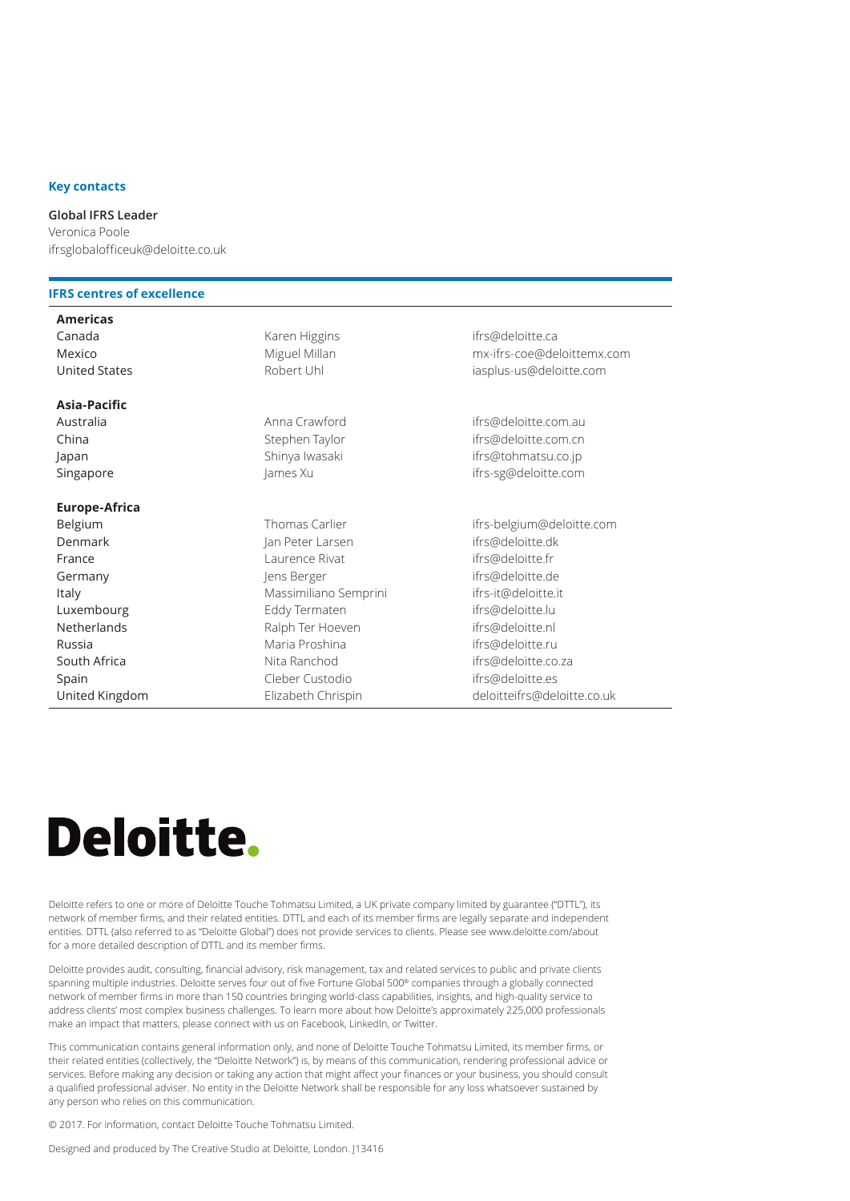## Key contacts

**Global IFRS Leader**
Veronica Poole
ifrsglobalofficeuk@deloitte.co.uk

## IFRS centres of excellence

| | | |
|---|---|---|
| **Americas** | | |
| Canada | Karen Higgins | ifrs@deloitte.ca |
| Mexico | Miguel Millan | mx-ifrs-coe@deloittemx.com |
| United States | Robert Uhl | iasplus-us@deloitte.com |
| **Asia-Pacific** | | |
| Australia | Anna Crawford | ifrs@deloitte.com.au |
| China | Stephen Taylor | ifrs@deloitte.com.cn |
| Japan | Shinya Iwasaki | ifrs@tohmatsu.co.jp |
| Singapore | James Xu | ifrs-sg@deloitte.com |
| **Europe-Africa** | | |
| Belgium | Thomas Carlier | ifrs-belgium@deloitte.com |
| Denmark | Jan Peter Larsen | ifrs@deloitte.dk |
| France | Laurence Rivat | ifrs@deloitte.fr |
| Germany | Jens Berger | ifrs@deloitte.de |
| Italy | Massimiliano Semprini | ifrs-it@deloitte.it |
| Luxembourg | Eddy Termaten | ifrs@deloitte.lu |
| Netherlands | Ralph Ter Hoeven | ifrs@deloitte.nl |
| Russia | Maria Proshina | ifrs@deloitte.ru |
| South Africa | Nita Ranchod | ifrs@deloitte.co.za |
| Spain | Cleber Custodio | ifrs@deloitte.es |
| United Kingdom | Elizabeth Chrispin | deloitteifrs@deloitte.co.uk |

**Deloitte.**

Deloitte refers to one or more of Deloitte Touche Tohmatsu Limited, a UK private company limited by guarantee ("DTTL"), its network of member firms, and their related entities. DTTL and each of its member firms are legally separate and independent entities. DTTL (also referred to as "Deloitte Global") does not provide services to clients. Please see www.deloitte.com/about for a more detailed description of DTTL and its member firms.

Deloitte provides audit, consulting, financial advisory, risk management, tax and related services to public and private clients spanning multiple industries. Deloitte serves four out of five Fortune Global 500® companies through a globally connected network of member firms in more than 150 countries bringing world-class capabilities, insights, and high-quality service to address clients' most complex business challenges. To learn more about how Deloitte's approximately 225,000 professionals make an impact that matters, please connect with us on Facebook, LinkedIn, or Twitter.

This communication contains general information only, and none of Deloitte Touche Tohmatsu Limited, its member firms, or their related entities (collectively, the "Deloitte Network") is, by means of this communication, rendering professional advice or services. Before making any decision or taking any action that might affect your finances or your business, you should consult a qualified professional adviser. No entity in the Deloitte Network shall be responsible for any loss whatsoever sustained by any person who relies on this communication.

© 2017. For information, contact Deloitte Touche Tohmatsu Limited.

Designed and produced by The Creative Studio at Deloitte, London. J13416